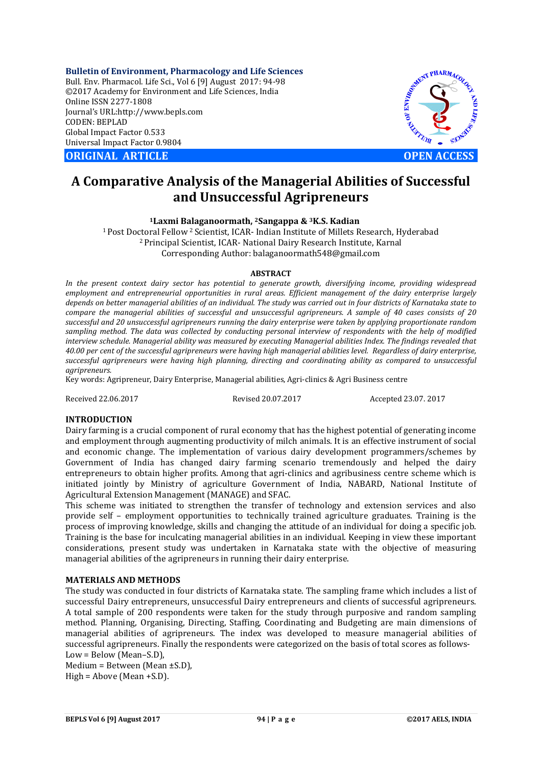**ORIGINAL ARTICLE** **OPEN ACCESS**

# A Comparative Analysis of the Managerial Abilities of Successful and Unsuccessful Agripreneurs

**[1]Laxmi Balaganoormath, [2]Sangappa & [3]K.S. Kadian**

[1] Post Doctoral Fellow [2] Scientist, ICAR- Indian Institute of Millets Research, Hyderabad
[2] Principal Scientist, ICAR- National Dairy Research Institute, Karnal
Corresponding Author: balaganoormath548@gmail.com

## ABSTRACT

*In the present context dairy sector has potential to generate growth, diversifying income, providing widespread employment and entrepreneurial opportunities in rural areas. Efficient management of the dairy enterprise largely depends on better managerial abilities of an individual. The study was carried out in four districts of Karnataka state to compare the managerial abilities of successful and unsuccessful agripreneurs. A sample of 40 cases consists of 20 successful and 20 unsuccessful agripreneurs running the dairy enterprise were taken by applying proportionate random sampling method. The data was collected by conducting personal interview of respondents with the help of modified interview schedule. Managerial ability was measured by executing Managerial abilities Index. The findings revealed that 40.00 per cent of the successful agripreneurs were having high managerial abilities level. Regardless of dairy enterprise, successful agripreneurs were having high planning, directing and coordinating ability as compared to unsuccessful agripreneurs.*

Key words: Agripreneur, Dairy Enterprise, Managerial abilities, Agri-clinics & Agri Business centre

Received 22.06.2017 Revised 20.07.2017 Accepted 23.07. 2017

## INTRODUCTION

Dairy farming is a crucial component of rural economy that has the highest potential of generating income and employment through augmenting productivity of milch animals. It is an effective instrument of social and economic change. The implementation of various dairy development programmers/schemes by Government of India has changed dairy farming scenario tremendously and helped the dairy entrepreneurs to obtain higher profits. Among that agri-clinics and agribusiness centre scheme which is initiated jointly by Ministry of agriculture Government of India, NABARD, National Institute of Agricultural Extension Management (MANAGE) and SFAC.

This scheme was initiated to strengthen the transfer of technology and extension services and also provide self – employment opportunities to technically trained agriculture graduates. Training is the process of improving knowledge, skills and changing the attitude of an individual for doing a specific job. Training is the base for inculcating managerial abilities in an individual. Keeping in view these important considerations, present study was undertaken in Karnataka state with the objective of measuring managerial abilities of the agripreneurs in running their dairy enterprise.

## MATERIALS AND METHODS

The study was conducted in four districts of Karnataka state. The sampling frame which includes a list of successful Dairy entrepreneurs, unsuccessful Dairy entrepreneurs and clients of successful agripreneurs. A total sample of 200 respondents were taken for the study through purposive and random sampling method. Planning, Organising, Directing, Staffing, Coordinating and Budgeting are main dimensions of managerial abilities of agripreneurs. The index was developed to measure managerial abilities of successful agripreneurs. Finally the respondents were categorized on the basis of total scores as follows-

Low = Below (Mean–S.D),
Medium = Between (Mean ±S.D),
High = Above (Mean +S.D).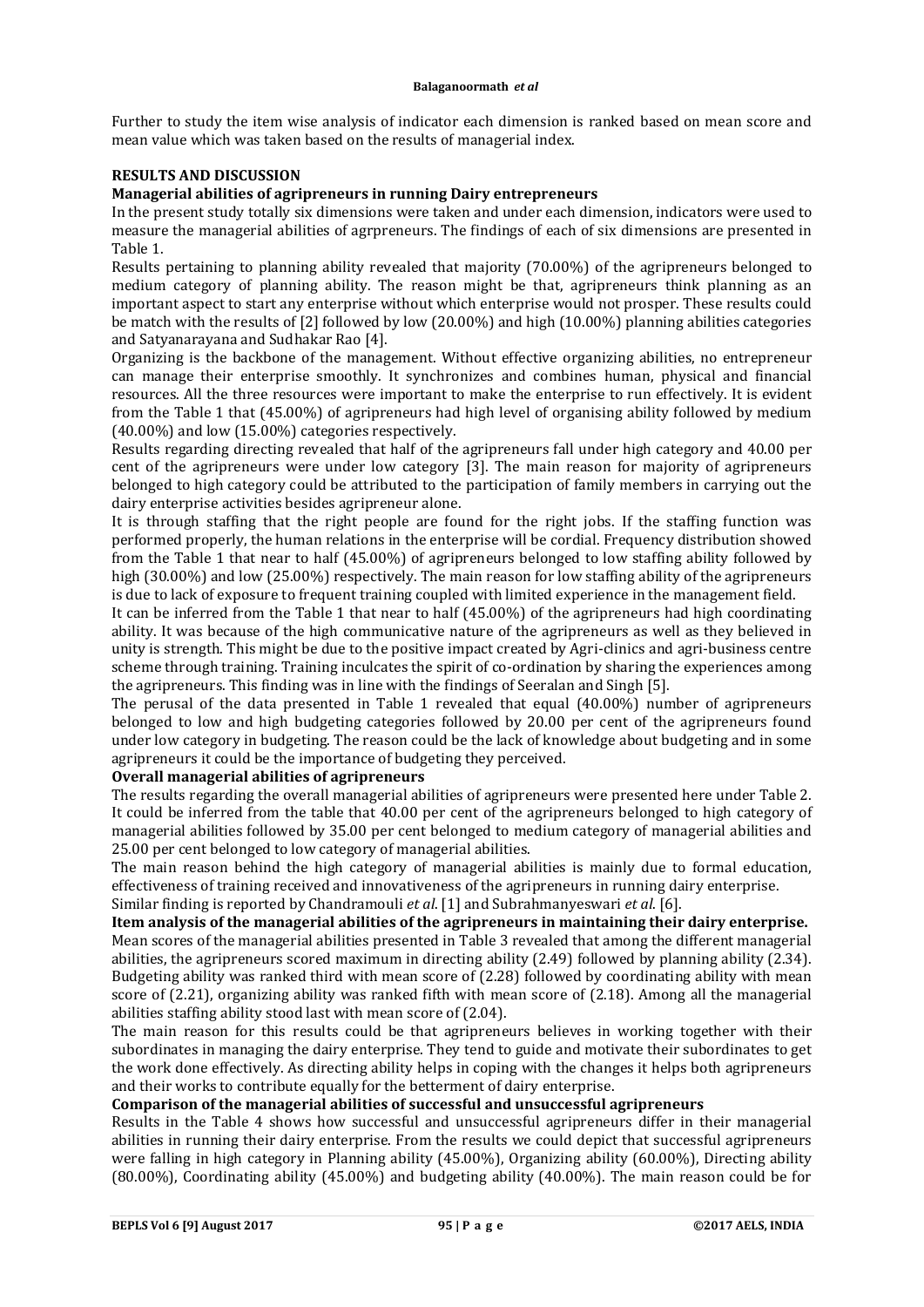Further to study the item wise analysis of indicator each dimension is ranked based on mean score and mean value which was taken based on the results of managerial index.

## RESULTS AND DISCUSSION

### Managerial abilities of agripreneurs in running Dairy entrepreneurs

In the present study totally six dimensions were taken and under each dimension, indicators were used to measure the managerial abilities of agrpreneurs. The findings of each of six dimensions are presented in Table 1.

Results pertaining to planning ability revealed that majority (70.00%) of the agripreneurs belonged to medium category of planning ability. The reason might be that, agripreneurs think planning as an important aspect to start any enterprise without which enterprise would not prosper. These results could be match with the results of [2] followed by low (20.00%) and high (10.00%) planning abilities categories and Satyanarayana and Sudhakar Rao [4].

Organizing is the backbone of the management. Without effective organizing abilities, no entrepreneur can manage their enterprise smoothly. It synchronizes and combines human, physical and financial resources. All the three resources were important to make the enterprise to run effectively. It is evident from the Table 1 that (45.00%) of agripreneurs had high level of organising ability followed by medium (40.00%) and low (15.00%) categories respectively.

Results regarding directing revealed that half of the agripreneurs fall under high category and 40.00 per cent of the agripreneurs were under low category [3]. The main reason for majority of agripreneurs belonged to high category could be attributed to the participation of family members in carrying out the dairy enterprise activities besides agripreneur alone.

It is through staffing that the right people are found for the right jobs. If the staffing function was performed properly, the human relations in the enterprise will be cordial. Frequency distribution showed from the Table 1 that near to half (45.00%) of agripreneurs belonged to low staffing ability followed by high (30.00%) and low (25.00%) respectively. The main reason for low staffing ability of the agripreneurs is due to lack of exposure to frequent training coupled with limited experience in the management field.

It can be inferred from the Table 1 that near to half (45.00%) of the agripreneurs had high coordinating ability. It was because of the high communicative nature of the agripreneurs as well as they believed in unity is strength. This might be due to the positive impact created by Agri-clinics and agri-business centre scheme through training. Training inculcates the spirit of co-ordination by sharing the experiences among the agripreneurs. This finding was in line with the findings of Seeralan and Singh [5].

The perusal of the data presented in Table 1 revealed that equal (40.00%) number of agripreneurs belonged to low and high budgeting categories followed by 20.00 per cent of the agripreneurs found under low category in budgeting. The reason could be the lack of knowledge about budgeting and in some agripreneurs it could be the importance of budgeting they perceived.

### Overall managerial abilities of agripreneurs

The results regarding the overall managerial abilities of agripreneurs were presented here under Table 2. It could be inferred from the table that 40.00 per cent of the agripreneurs belonged to high category of managerial abilities followed by 35.00 per cent belonged to medium category of managerial abilities and 25.00 per cent belonged to low category of managerial abilities.

The main reason behind the high category of managerial abilities is mainly due to formal education, effectiveness of training received and innovativeness of the agripreneurs in running dairy enterprise.

Similar finding is reported by Chandramouli *et al*. [1] and Subrahmanyeswari *et al*. [6].

### Item analysis of the managerial abilities of the agripreneurs in maintaining their dairy enterprise.

Mean scores of the managerial abilities presented in Table 3 revealed that among the different managerial abilities, the agripreneurs scored maximum in directing ability (2.49) followed by planning ability (2.34). Budgeting ability was ranked third with mean score of (2.28) followed by coordinating ability with mean score of (2.21), organizing ability was ranked fifth with mean score of (2.18). Among all the managerial abilities staffing ability stood last with mean score of (2.04).

The main reason for this results could be that agripreneurs believes in working together with their subordinates in managing the dairy enterprise. They tend to guide and motivate their subordinates to get the work done effectively. As directing ability helps in coping with the changes it helps both agripreneurs and their works to contribute equally for the betterment of dairy enterprise.

### Comparison of the managerial abilities of successful and unsuccessful agripreneurs

Results in the Table 4 shows how successful and unsuccessful agripreneurs differ in their managerial abilities in running their dairy enterprise. From the results we could depict that successful agripreneurs were falling in high category in Planning ability (45.00%), Organizing ability (60.00%), Directing ability (80.00%), Coordinating ability (45.00%) and budgeting ability (40.00%). The main reason could be for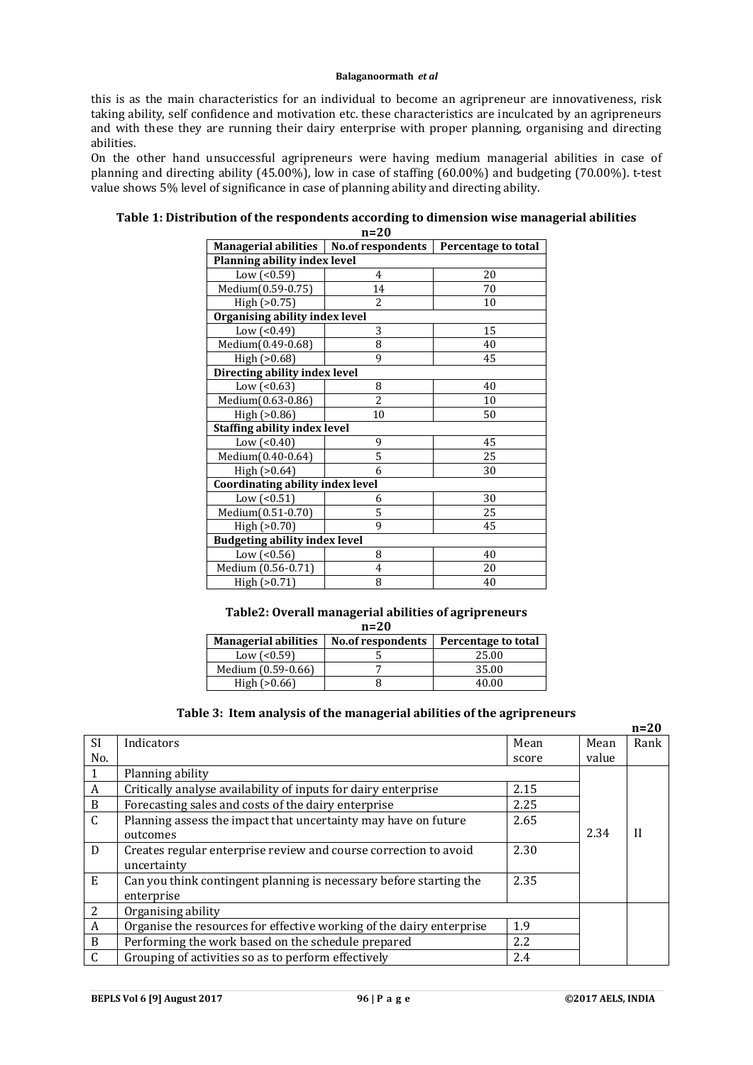this is as the main characteristics for an individual to become an agripreneur are innovativeness, risk taking ability, self confidence and motivation etc. these characteristics are inculcated by an agripreneurs and with these they are running their dairy enterprise with proper planning, organising and directing abilities.

On the other hand unsuccessful agripreneurs were having medium managerial abilities in case of planning and directing ability (45.00%), low in case of staffing (60.00%) and budgeting (70.00%). t-test value shows 5% level of significance in case of planning ability and directing ability.

**Table 1: Distribution of the respondents according to dimension wise managerial abilities**

**n=20**

| Managerial abilities | No.of respondents | Percentage to total |
|---|---|---|
| **Planning ability index level** | | |
| Low (<0.59) | 4 | 20 |
| Medium(0.59-0.75) | 14 | 70 |
| High (>0.75) | 2 | 10 |
| **Organising ability index level** | | |
| Low (<0.49) | 3 | 15 |
| Medium(0.49-0.68) | 8 | 40 |
| High (>0.68) | 9 | 45 |
| **Directing ability index level** | | |
| Low (<0.63) | 8 | 40 |
| Medium(0.63-0.86) | 2 | 10 |
| High (>0.86) | 10 | 50 |
| **Staffing ability index level** | | |
| Low (<0.40) | 9 | 45 |
| Medium(0.40-0.64) | 5 | 25 |
| High (>0.64) | 6 | 30 |
| **Coordinating ability index level** | | |
| Low (<0.51) | 6 | 30 |
| Medium(0.51-0.70) | 5 | 25 |
| High (>0.70) | 9 | 45 |
| **Budgeting ability index level** | | |
| Low (<0.56) | 8 | 40 |
| Medium (0.56-0.71) | 4 | 20 |
| High (>0.71) | 8 | 40 |

**Table2: Overall managerial abilities of agripreneurs**

**n=20**

| Managerial abilities | No.of respondents | Percentage to total |
|---|---|---|
| Low (<0.59) | 5 | 25.00 |
| Medium (0.59-0.66) | 7 | 35.00 |
| High (>0.66) | 8 | 40.00 |

**Table 3: Item analysis of the managerial abilities of the agripreneurs**

**n=20**

| Sl No. | Indicators | Mean score | Mean value | Rank |
|---|---|---|---|---|
| 1 | Planning ability | | 2.34 | II |
| A | Critically analyse availability of inputs for dairy enterprise | 2.15 | | |
| B | Forecasting sales and costs of the dairy enterprise | 2.25 | | |
| C | Planning assess the impact that uncertainty may have on future outcomes | 2.65 | | |
| D | Creates regular enterprise review and course correction to avoid uncertainty | 2.30 | | |
| E | Can you think contingent planning is necessary before starting the enterprise | 2.35 | | |
| 2 | Organising ability | | | |
| A | Organise the resources for effective working of the dairy enterprise | 1.9 | | |
| B | Performing the work based on the schedule prepared | 2.2 | | |
| C | Grouping of activities so as to perform effectively | 2.4 | | |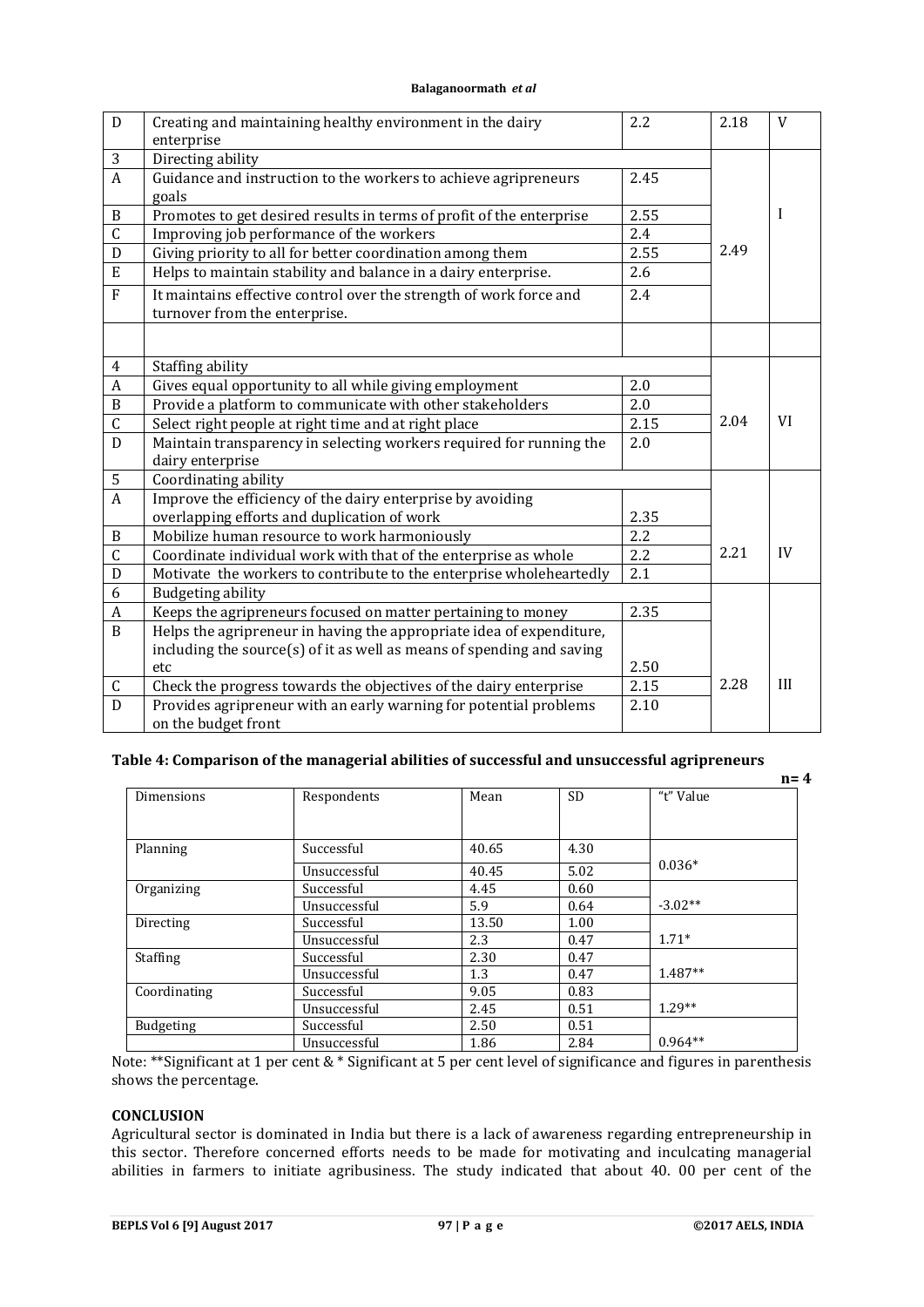| D | Creating and maintaining healthy environment in the dairy enterprise | 2.2 | 2.18 | V |
|---|---|---|---|---|
| 3 | Directing ability | | | |
| A | Guidance and instruction to the workers to achieve agripreneurs goals | 2.45 | | |
| B | Promotes to get desired results in terms of profit of the enterprise | 2.55 | | I |
| C | Improving job performance of the workers | 2.4 | | |
| D | Giving priority to all for better coordination among them | 2.55 | 2.49 | |
| E | Helps to maintain stability and balance in a dairy enterprise. | 2.6 | | |
| F | It maintains effective control over the strength of work force and turnover from the enterprise. | 2.4 | | |
| | | | | |
| 4 | Staffing ability | | | |
| A | Gives equal opportunity to all while giving employment | 2.0 | | |
| B | Provide a platform to communicate with other stakeholders | 2.0 | | |
| C | Select right people at right time and at right place | 2.15 | 2.04 | VI |
| D | Maintain transparency in selecting workers required for running the dairy enterprise | 2.0 | | |
| 5 | Coordinating ability | | | |
| A | Improve the efficiency of the dairy enterprise by avoiding overlapping efforts and duplication of work | 2.35 | | |
| B | Mobilize human resource to work harmoniously | 2.2 | | |
| C | Coordinate individual work with that of the enterprise as whole | 2.2 | 2.21 | IV |
| D | Motivate the workers to contribute to the enterprise wholeheartedly | 2.1 | | |
| 6 | Budgeting ability | | | |
| A | Keeps the agripreneurs focused on matter pertaining to money | 2.35 | | |
| B | Helps the agripreneur in having the appropriate idea of expenditure, including the source(s) of it as well as means of spending and saving etc | 2.50 | | |
| C | Check the progress towards the objectives of the dairy enterprise | 2.15 | 2.28 | III |
| D | Provides agripreneur with an early warning for potential problems on the budget front | 2.10 | | |

**Table 4: Comparison of the managerial abilities of successful and unsuccessful agripreneurs**

**n= 4**

| Dimensions | Respondents | Mean | SD | "t" Value |
|---|---|---|---|---|
| Planning | Successful | 40.65 | 4.30 | 0.036* |
| | Unsuccessful | 40.45 | 5.02 | |
| Organizing | Successful | 4.45 | 0.60 | -3.02** |
| | Unsuccessful | 5.9 | 0.64 | |
| Directing | Successful | 13.50 | 1.00 | 1.71* |
| | Unsuccessful | 2.3 | 0.47 | |
| Staffing | Successful | 2.30 | 0.47 | 1.487** |
| | Unsuccessful | 1.3 | 0.47 | |
| Coordinating | Successful | 9.05 | 0.83 | 1.29** |
| | Unsuccessful | 2.45 | 0.51 | |
| Budgeting | Successful | 2.50 | 0.51 | 0.964** |
| | Unsuccessful | 1.86 | 2.84 | |

Note: **Significant at 1 per cent & * Significant at 5 per cent level of significance and figures in parenthesis shows the percentage.

## CONCLUSION

Agricultural sector is dominated in India but there is a lack of awareness regarding entrepreneurship in this sector. Therefore concerned efforts needs to be made for motivating and inculcating managerial abilities in farmers to initiate agribusiness. The study indicated that about 40. 00 per cent of the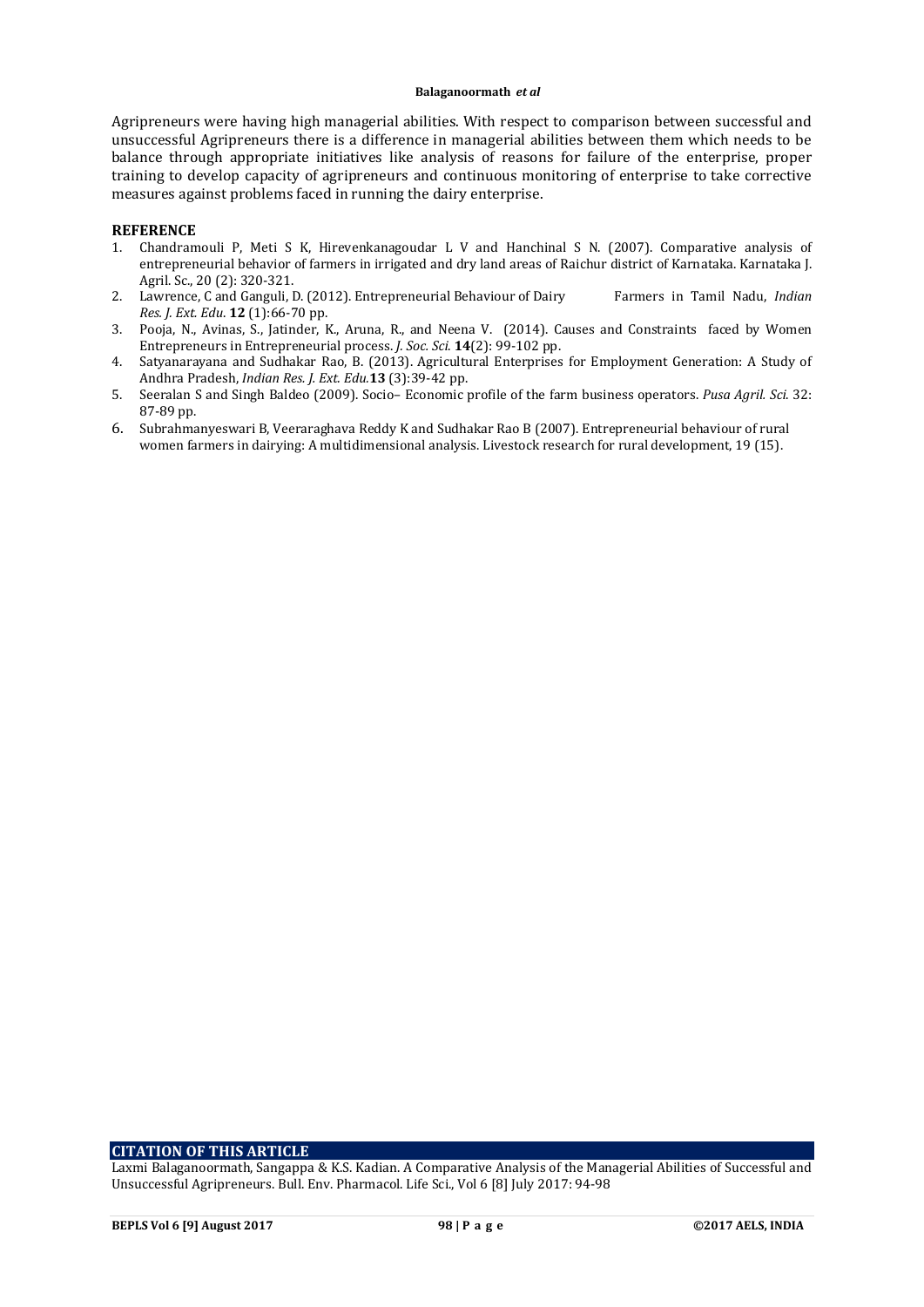Agripreneurs were having high managerial abilities. With respect to comparison between successful and unsuccessful Agripreneurs there is a difference in managerial abilities between them which needs to be balance through appropriate initiatives like analysis of reasons for failure of the enterprise, proper training to develop capacity of agripreneurs and continuous monitoring of enterprise to take corrective measures against problems faced in running the dairy enterprise.

## REFERENCE

1. Chandramouli P, Meti S K, Hirevenkanagoudar L V and Hanchinal S N. (2007). Comparative analysis of entrepreneurial behavior of farmers in irrigated and dry land areas of Raichur district of Karnataka. Karnataka J. Agril. Sc., 20 (2): 320-321.
2. Lawrence, C and Ganguli, D. (2012). Entrepreneurial Behaviour of Dairy Farmers in Tamil Nadu, *Indian Res. J. Ext. Edu*. **12** (1):66-70 pp.
3. Pooja, N., Avinas, S., Jatinder, K., Aruna, R., and Neena V. (2014). Causes and Constraints faced by Women Entrepreneurs in Entrepreneurial process. *J. Soc. Sci.* **14**(2): 99-102 pp.
4. Satyanarayana and Sudhakar Rao, B. (2013). Agricultural Enterprises for Employment Generation: A Study of Andhra Pradesh, *Indian Res. J. Ext. Edu.***13** (3):39-42 pp.
5. Seeralan S and Singh Baldeo (2009). Socio– Economic profile of the farm business operators. *Pusa Agril. Sci.* 32: 87-89 pp.
6. Subrahmanyeswari B, Veeraraghava Reddy K and Sudhakar Rao B (2007). Entrepreneurial behaviour of rural women farmers in dairying: A multidimensional analysis. Livestock research for rural development, 19 (15).

**CITATION OF THIS ARTICLE**

Laxmi Balaganoormath, Sangappa & K.S. Kadian. A Comparative Analysis of the Managerial Abilities of Successful and Unsuccessful Agripreneurs. Bull. Env. Pharmacol. Life Sci., Vol 6 [8] July 2017: 94-98